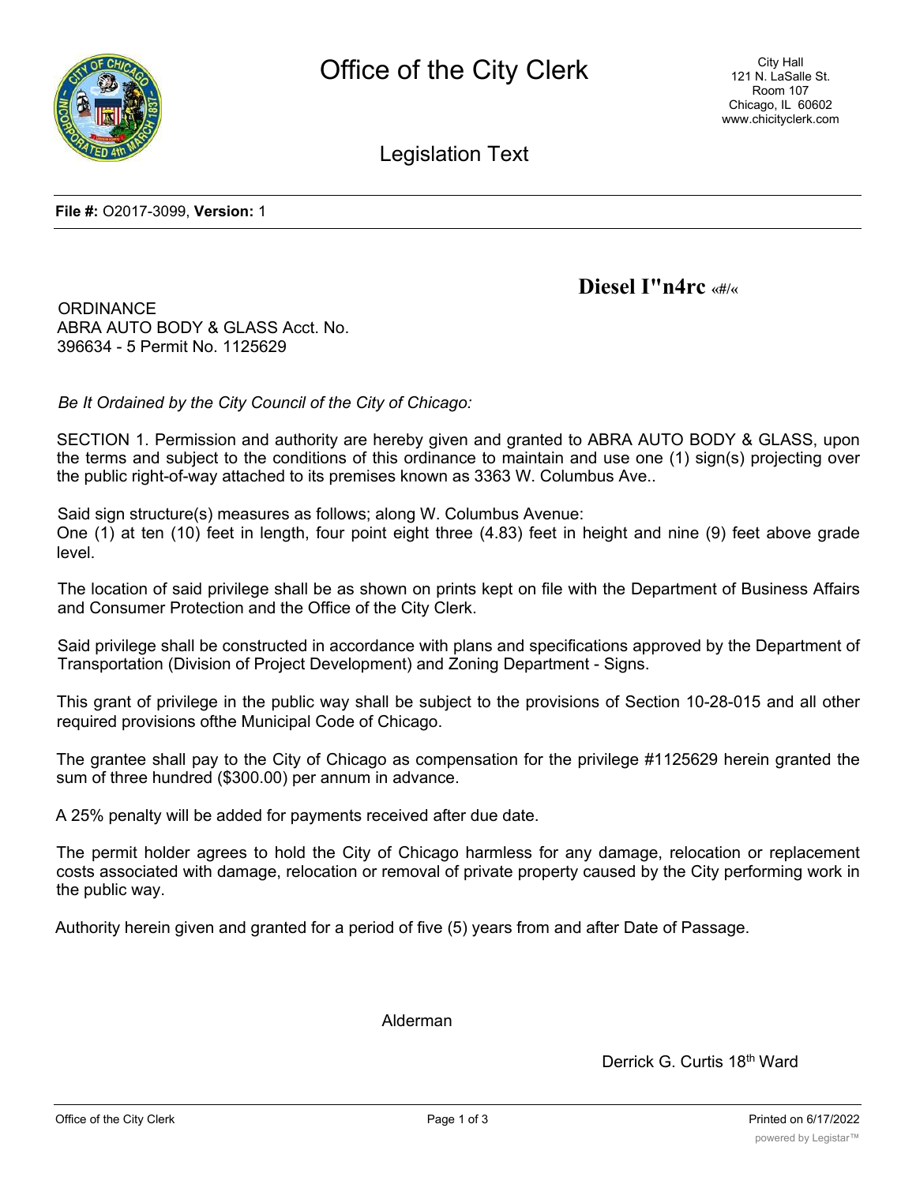# Office of the City Clerk

City Hall
121 N. LaSalle St.
Room 107
Chicago, IL 60602
www.chicityclerk.com

## Legislation Text

**File #:** O2017-3099, **Version:** 1

**Diesel I"n4rc** «#/«

ORDINANCE
ABRA AUTO BODY & GLASS Acct. No. 396634 - 5 Permit No. 1125629

*Be It Ordained by the City Council of the City of Chicago:*

SECTION 1. Permission and authority are hereby given and granted to ABRA AUTO BODY & GLASS, upon the terms and subject to the conditions of this ordinance to maintain and use one (1) sign(s) projecting over the public right-of-way attached to its premises known as 3363 W. Columbus Ave..

Said sign structure(s) measures as follows; along W. Columbus Avenue:
One (1) at ten (10) feet in length, four point eight three (4.83) feet in height and nine (9) feet above grade level.

The location of said privilege shall be as shown on prints kept on file with the Department of Business Affairs and Consumer Protection and the Office of the City Clerk.

Said privilege shall be constructed in accordance with plans and specifications approved by the Department of Transportation (Division of Project Development) and Zoning Department - Signs.

This grant of privilege in the public way shall be subject to the provisions of Section 10-28-015 and all other required provisions ofthe Municipal Code of Chicago.

The grantee shall pay to the City of Chicago as compensation for the privilege #1125629 herein granted the sum of three hundred ($300.00) per annum in advance.

A 25% penalty will be added for payments received after due date.

The permit holder agrees to hold the City of Chicago harmless for any damage, relocation or replacement costs associated with damage, relocation or removal of private property caused by the City performing work in the public way.

Authority herein given and granted for a period of five (5) years from and after Date of Passage.

Alderman

Derrick G. Curtis 18th Ward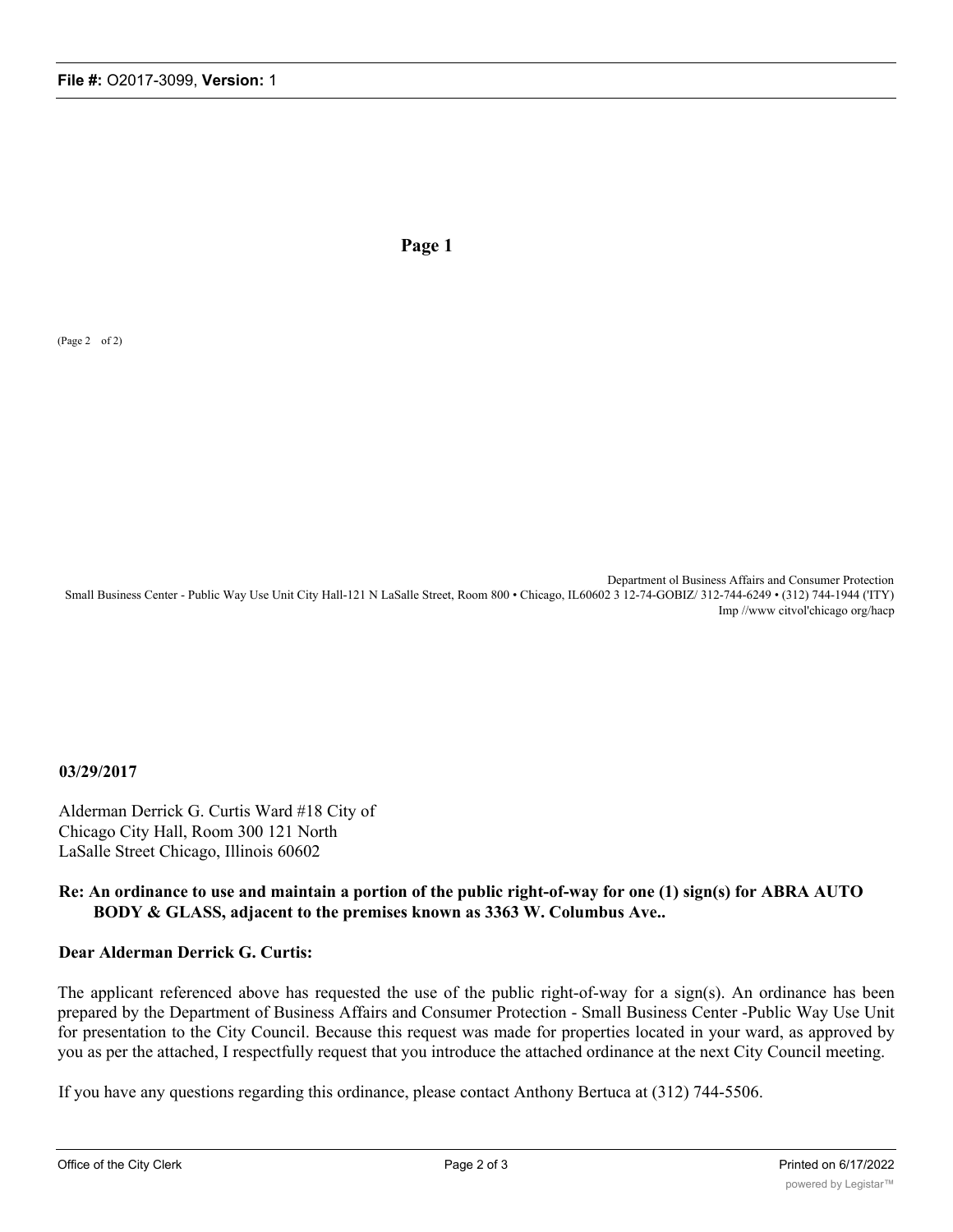**Page 1**

(Page 2 of 2)

Department ol Business Affairs and Consumer Protection
Small Business Center - Public Way Use Unit City Hall-121 N LaSalle Street, Room 800 • Chicago, IL60602 3 12-74-GOBIZ/ 312-744-6249 • (312) 744-1944 ('ITY)
Imp //www citvol'chicago org/hacp

**03/29/2017**

Alderman Derrick G. Curtis Ward #18 City of Chicago City Hall, Room 300 121 North LaSalle Street Chicago, Illinois 60602

**Re: An ordinance to use and maintain a portion of the public right-of-way for one (1) sign(s) for ABRA AUTO BODY & GLASS, adjacent to the premises known as 3363 W. Columbus Ave..**

**Dear Alderman Derrick G. Curtis:**

The applicant referenced above has requested the use of the public right-of-way for a sign(s). An ordinance has been prepared by the Department of Business Affairs and Consumer Protection - Small Business Center -Public Way Use Unit for presentation to the City Council. Because this request was made for properties located in your ward, as approved by you as per the attached, I respectfully request that you introduce the attached ordinance at the next City Council meeting.

If you have any questions regarding this ordinance, please contact Anthony Bertuca at (312) 744-5506.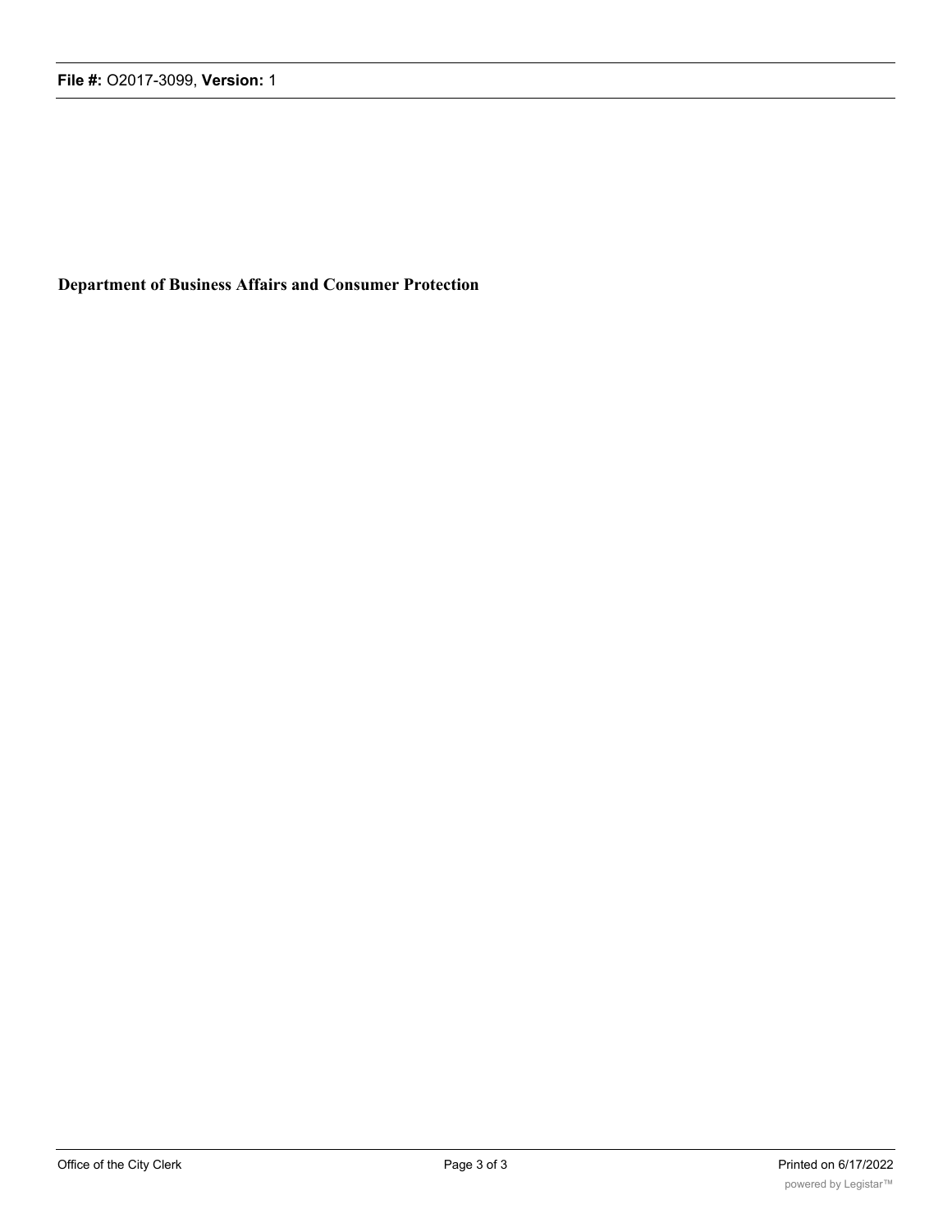**Department of Business Affairs and Consumer Protection**